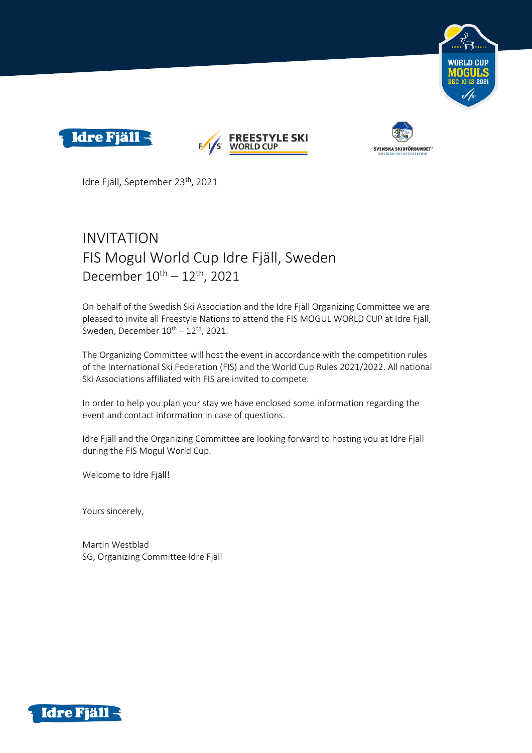Idre Fjäll, September 23th, 2021

# INVITATION
## FIS Mogul World Cup Idre Fjäll, Sweden
### December 10th – 12th, 2021

On behalf of the Swedish Ski Association and the Idre Fjäll Organizing Committee we are pleased to invite all Freestyle Nations to attend the FIS MOGUL WORLD CUP at Idre Fjäll, Sweden, December 10th – 12th, 2021.

The Organizing Committee will host the event in accordance with the competition rules of the International Ski Federation (FIS) and the World Cup Rules 2021/2022. All national Ski Associations affiliated with FIS are invited to compete.

In order to help you plan your stay we have enclosed some information regarding the event and contact information in case of questions.

Idre Fjäll and the Organizing Committee are looking forward to hosting you at Idre Fjäll during the FIS Mogul World Cup.

Welcome to Idre Fjäll!

Yours sincerely,

Martin Westblad
SG, Organizing Committee Idre Fjäll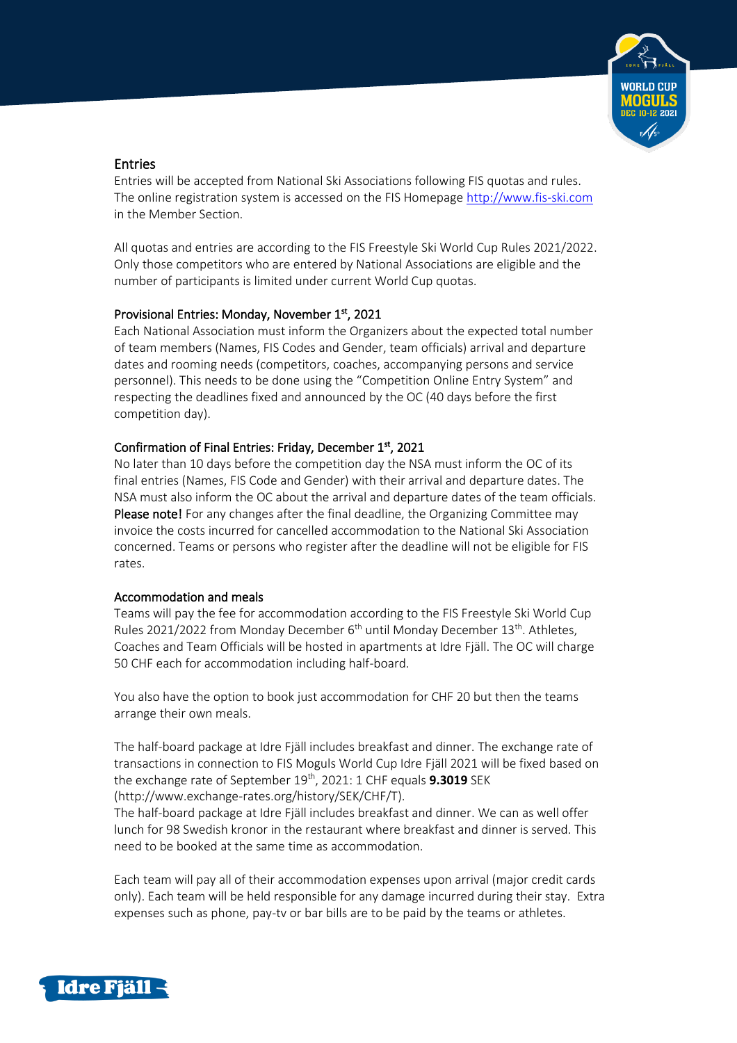## Entries

Entries will be accepted from National Ski Associations following FIS quotas and rules. The online registration system is accessed on the FIS Homepage http://www.fis-ski.com in the Member Section.

All quotas and entries are according to the FIS Freestyle Ski World Cup Rules 2021/2022. Only those competitors who are entered by National Associations are eligible and the number of participants is limited under current World Cup quotas.

## Provisional Entries: Monday, November 1st, 2021

Each National Association must inform the Organizers about the expected total number of team members (Names, FIS Codes and Gender, team officials) arrival and departure dates and rooming needs (competitors, coaches, accompanying persons and service personnel). This needs to be done using the "Competition Online Entry System" and respecting the deadlines fixed and announced by the OC (40 days before the first competition day).

## Confirmation of Final Entries: Friday, December 1st, 2021

No later than 10 days before the competition day the NSA must inform the OC of its final entries (Names, FIS Code and Gender) with their arrival and departure dates. The NSA must also inform the OC about the arrival and departure dates of the team officials. **Please note!** For any changes after the final deadline, the Organizing Committee may invoice the costs incurred for cancelled accommodation to the National Ski Association concerned. Teams or persons who register after the deadline will not be eligible for FIS rates.

## Accommodation and meals

Teams will pay the fee for accommodation according to the FIS Freestyle Ski World Cup Rules 2021/2022 from Monday December 6th until Monday December 13th. Athletes, Coaches and Team Officials will be hosted in apartments at Idre Fjäll. The OC will charge 50 CHF each for accommodation including half-board.

You also have the option to book just accommodation for CHF 20 but then the teams arrange their own meals.

The half-board package at Idre Fjäll includes breakfast and dinner. The exchange rate of transactions in connection to FIS Moguls World Cup Idre Fjäll 2021 will be fixed based on the exchange rate of September 19th, 2021: 1 CHF equals **9.3019** SEK (http://www.exchange-rates.org/history/SEK/CHF/T).
The half-board package at Idre Fjäll includes breakfast and dinner. We can as well offer lunch for 98 Swedish kronor in the restaurant where breakfast and dinner is served. This need to be booked at the same time as accommodation.

Each team will pay all of their accommodation expenses upon arrival (major credit cards only). Each team will be held responsible for any damage incurred during their stay. Extra expenses such as phone, pay-tv or bar bills are to be paid by the teams or athletes.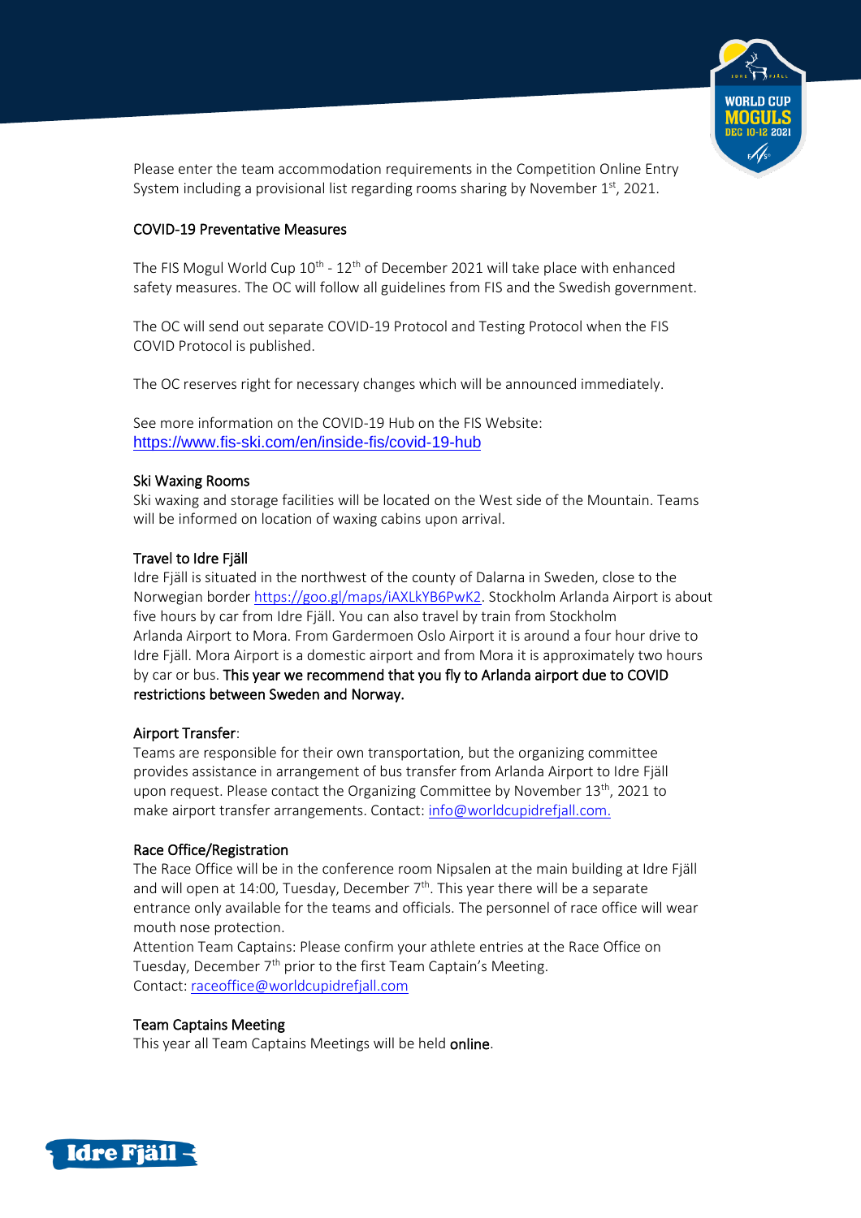Please enter the team accommodation requirements in the Competition Online Entry System including a provisional list regarding rooms sharing by November 1st, 2021.

## COVID-19 Preventative Measures

The FIS Mogul World Cup 10th - 12th of December 2021 will take place with enhanced safety measures. The OC will follow all guidelines from FIS and the Swedish government.

The OC will send out separate COVID-19 Protocol and Testing Protocol when the FIS COVID Protocol is published.

The OC reserves right for necessary changes which will be announced immediately.

See more information on the COVID-19 Hub on the FIS Website: https://www.fis-ski.com/en/inside-fis/covid-19-hub

## Ski Waxing Rooms

Ski waxing and storage facilities will be located on the West side of the Mountain. Teams will be informed on location of waxing cabins upon arrival.

## Travel to Idre Fjäll

Idre Fjäll is situated in the northwest of the county of Dalarna in Sweden, close to the Norwegian border https://goo.gl/maps/iAXLkYB6PwK2. Stockholm Arlanda Airport is about five hours by car from Idre Fjäll. You can also travel by train from Stockholm Arlanda Airport to Mora. From Gardermoen Oslo Airport it is around a four hour drive to Idre Fjäll. Mora Airport is a domestic airport and from Mora it is approximately two hours by car or bus. **This year we recommend that you fly to Arlanda airport due to COVID restrictions between Sweden and Norway.**

## Airport Transfer:

Teams are responsible for their own transportation, but the organizing committee provides assistance in arrangement of bus transfer from Arlanda Airport to Idre Fjäll upon request. Please contact the Organizing Committee by November 13th, 2021 to make airport transfer arrangements. Contact: info@worldcupidrefjall.com.

## Race Office/Registration

The Race Office will be in the conference room Nipsalen at the main building at Idre Fjäll and will open at 14:00, Tuesday, December 7th. This year there will be a separate entrance only available for the teams and officials. The personnel of race office will wear mouth nose protection.

Attention Team Captains: Please confirm your athlete entries at the Race Office on Tuesday, December 7th prior to the first Team Captain's Meeting.

Contact: raceoffice@worldcupidrefjall.com

## Team Captains Meeting

This year all Team Captains Meetings will be held **online**.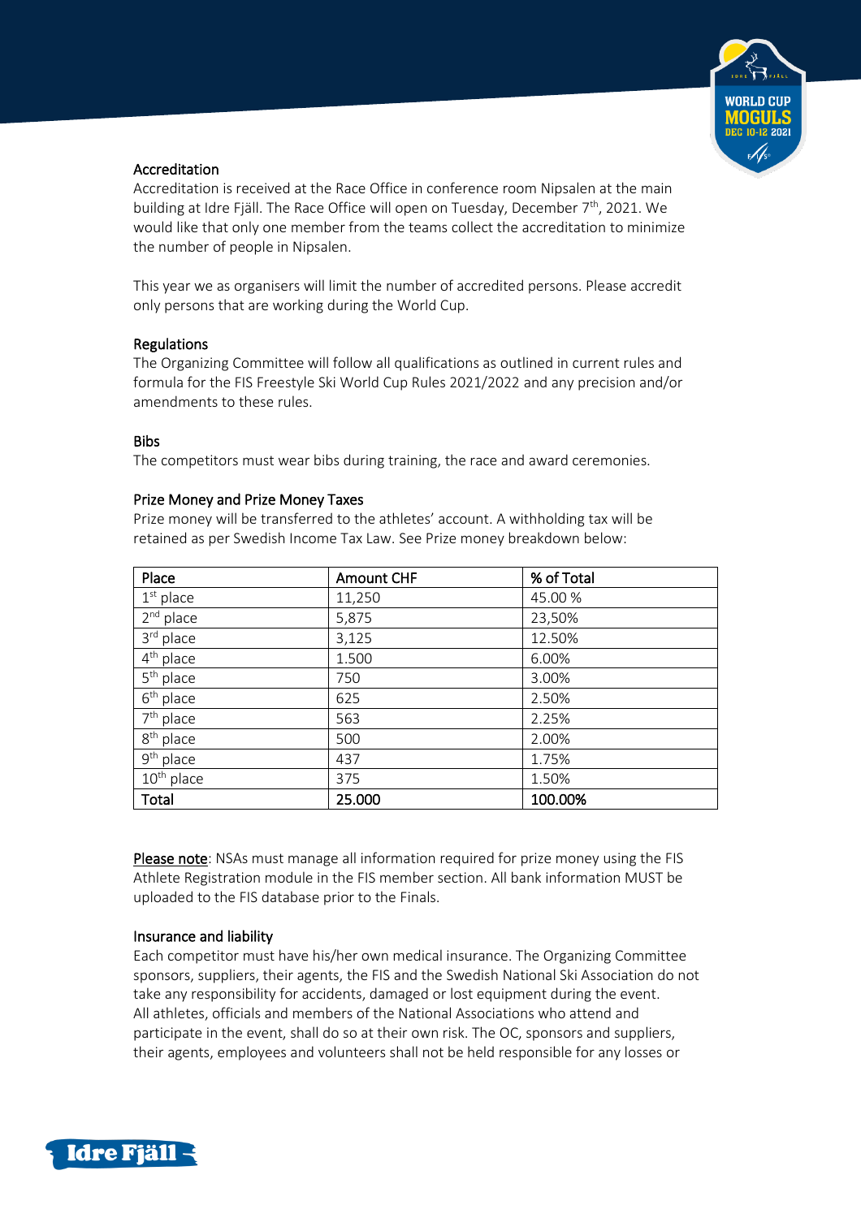### Accreditation

Accreditation is received at the Race Office in conference room Nipsalen at the main building at Idre Fjäll. The Race Office will open on Tuesday, December 7th, 2021. We would like that only one member from the teams collect the accreditation to minimize the number of people in Nipsalen.

This year we as organisers will limit the number of accredited persons. Please accredit only persons that are working during the World Cup.

### Regulations

The Organizing Committee will follow all qualifications as outlined in current rules and formula for the FIS Freestyle Ski World Cup Rules 2021/2022 and any precision and/or amendments to these rules.

### Bibs

The competitors must wear bibs during training, the race and award ceremonies.

### Prize Money and Prize Money Taxes

Prize money will be transferred to the athletes' account. A withholding tax will be retained as per Swedish Income Tax Law. See Prize money breakdown below:

| Place | Amount CHF | % of Total |
|---|---|---|
| 1st place | 11,250 | 45.00 % |
| 2nd place | 5,875 | 23,50% |
| 3rd place | 3,125 | 12.50% |
| 4th place | 1.500 | 6.00% |
| 5th place | 750 | 3.00% |
| 6th place | 625 | 2.50% |
| 7th place | 563 | 2.25% |
| 8th place | 500 | 2.00% |
| 9th place | 437 | 1.75% |
| 10th place | 375 | 1.50% |
| Total | 25.000 | 100.00% |

Please note: NSAs must manage all information required for prize money using the FIS Athlete Registration module in the FIS member section. All bank information MUST be uploaded to the FIS database prior to the Finals.

### Insurance and liability

Each competitor must have his/her own medical insurance. The Organizing Committee sponsors, suppliers, their agents, the FIS and the Swedish National Ski Association do not take any responsibility for accidents, damaged or lost equipment during the event. All athletes, officials and members of the National Associations who attend and participate in the event, shall do so at their own risk. The OC, sponsors and suppliers, their agents, employees and volunteers shall not be held responsible for any losses or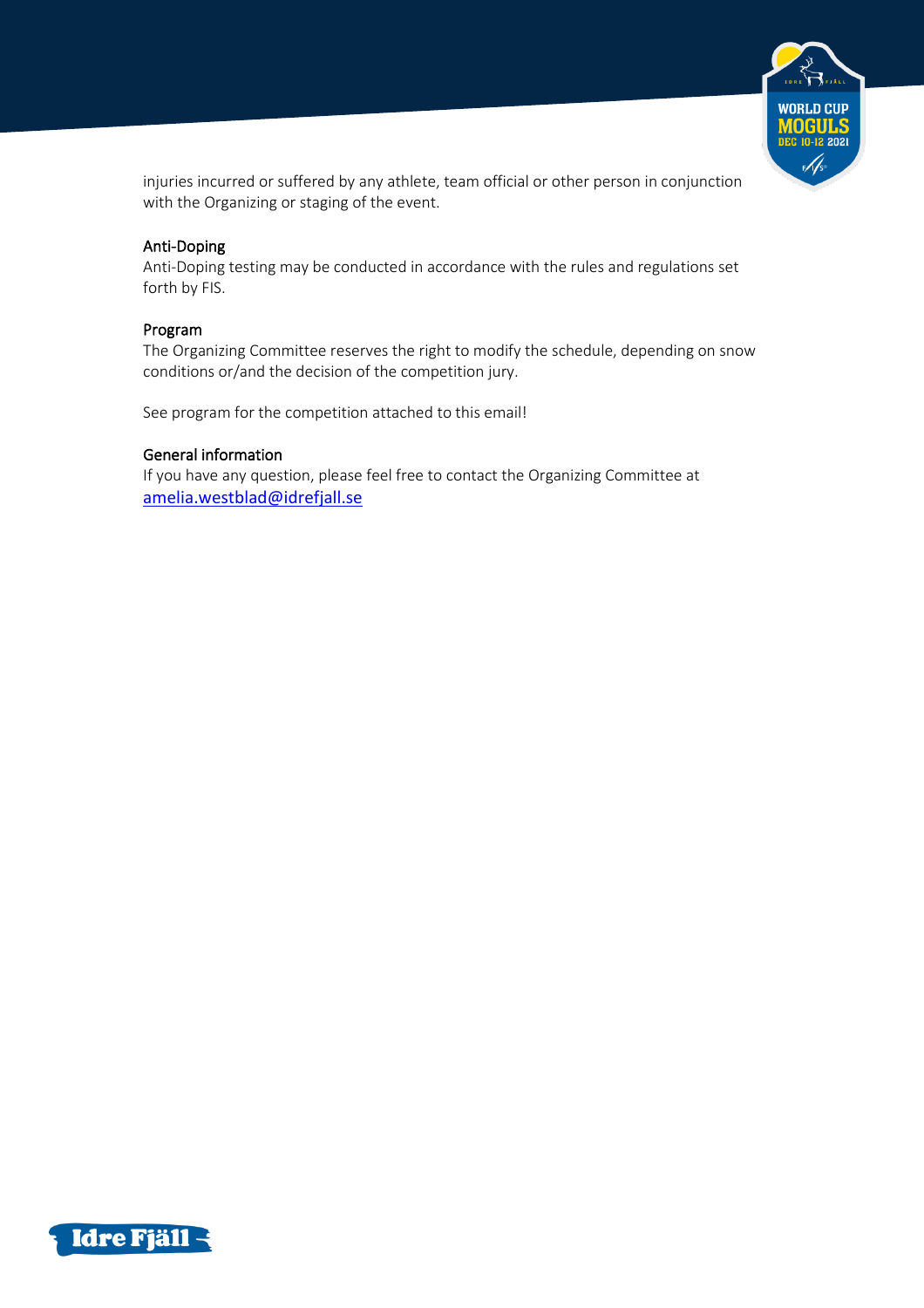injuries incurred or suffered by any athlete, team official or other person in conjunction with the Organizing or staging of the event.

### Anti-Doping

Anti-Doping testing may be conducted in accordance with the rules and regulations set forth by FIS.

### Program

The Organizing Committee reserves the right to modify the schedule, depending on snow conditions or/and the decision of the competition jury.

See program for the competition attached to this email!

### General information

If you have any question, please feel free to contact the Organizing Committee at amelia.westblad@idrefjall.se